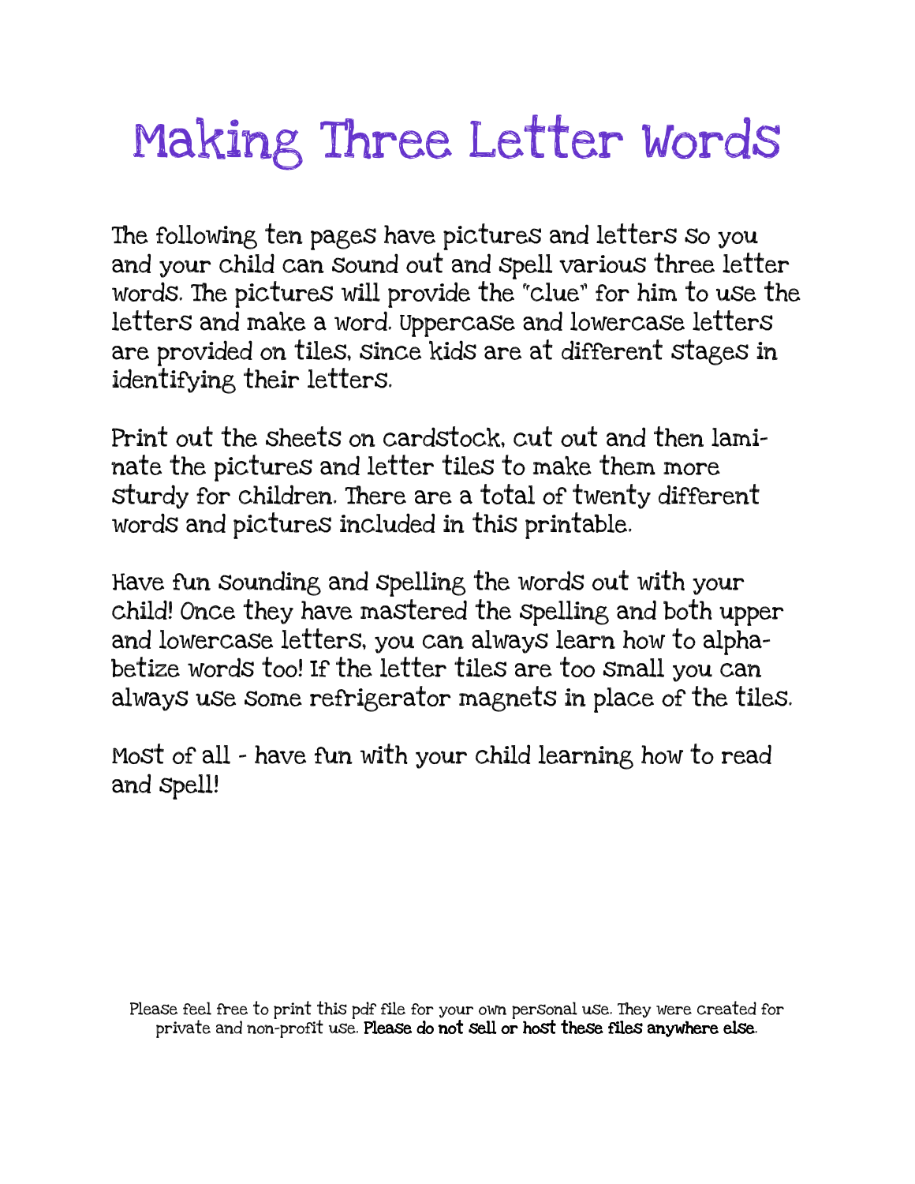# Making Three Letter Words

The following ten pages have pictures and letters so you and your child can sound out and spell various three letter words. The pictures will provide the "clue" for him to use the letters and make a word. Uppercase and lowercase letters are provided on tiles, since kids are at different stages in identifying their letters.

Print out the sheets on cardstock, cut out and then laminate the pictures and letter tiles to make them more sturdy for children. There are a total of twenty different words and pictures included in this printable.

Have fun sounding and spelling the words out with your child! Once they have mastered the spelling and both upper and lowercase letters, you can always learn how to alphabetize words too! If the letter tiles are too small you can always use some refrigerator magnets in place of the tiles.

Most of all - have fun with your child learning how to read and spell!

Please feel free to print this pdf file for your own personal use. They were created for private and non-profit use. **Please do not sell or host these files anywhere else.**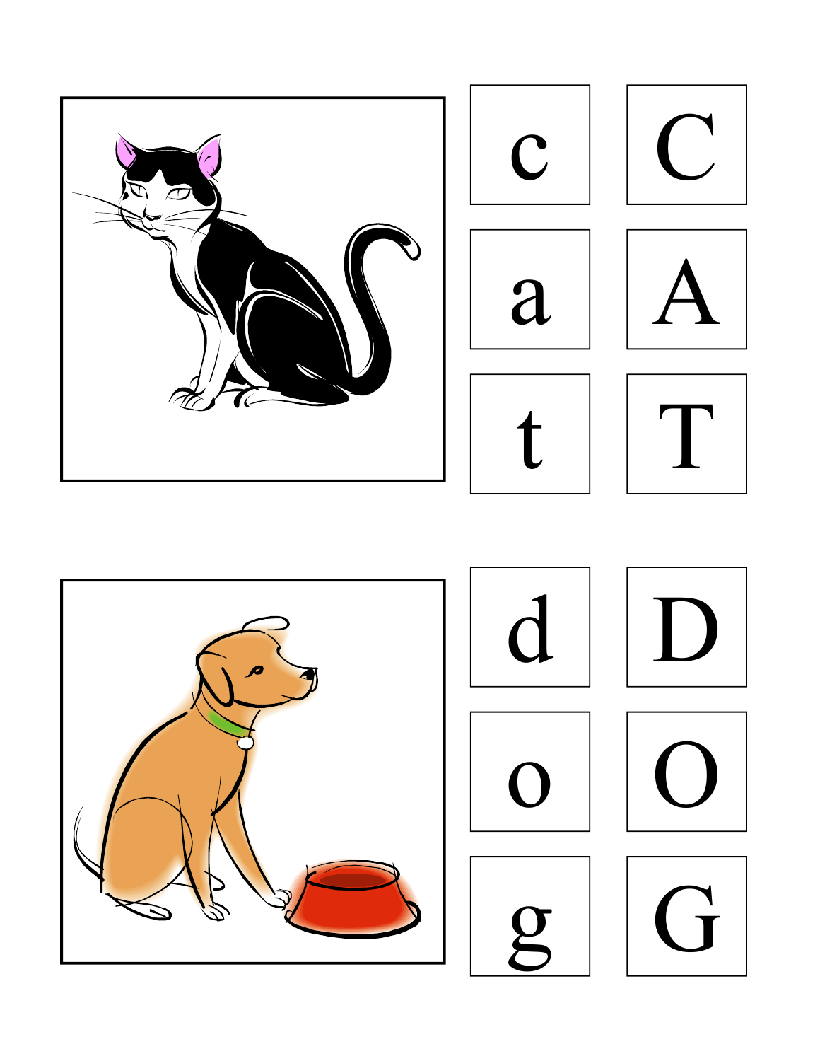| | |
|---|---|
| c | C |
| a | A |
| t | T |

| | |
|---|---|
| d | D |
| o | O |
| g | G |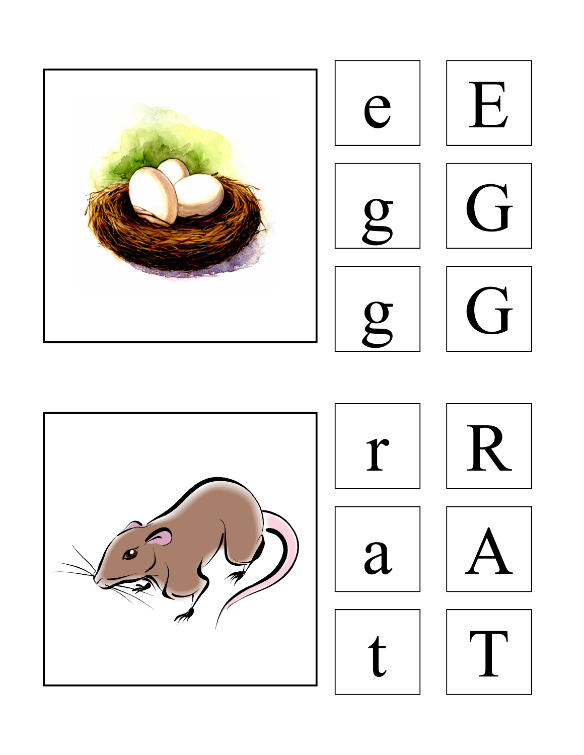| | |
|---|---|
| e | E |
| g | G |
| g | G |

| | |
|---|---|
| r | R |
| a | A |
| t | T |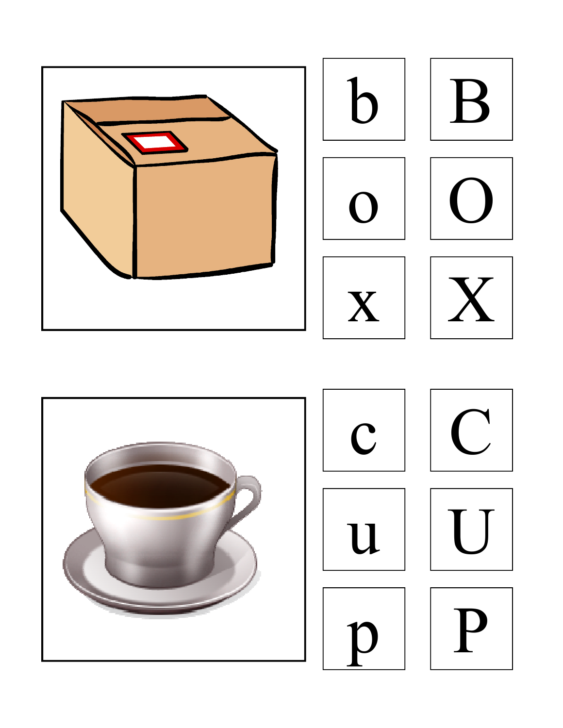| b | B |
|---|---|
| o | O |
| x | X |

| c | C |
|---|---|
| u | U |
| p | P |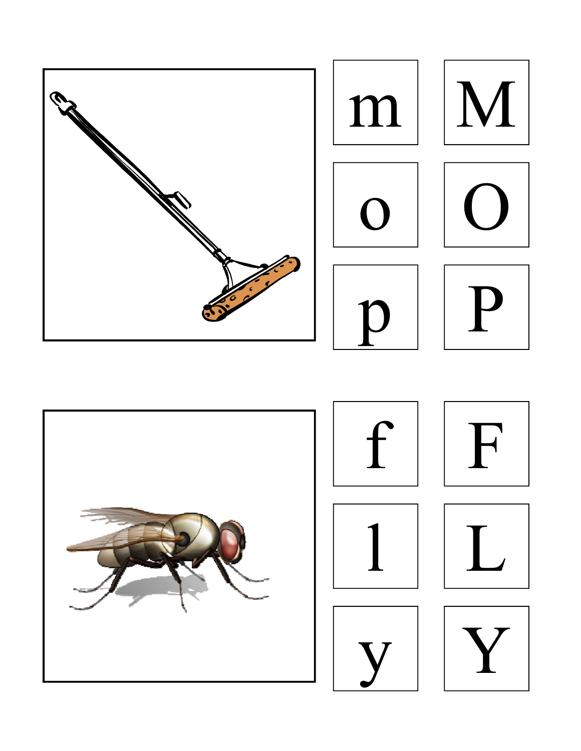| m | M |
| --- | --- |
| o | O |
| p | P |

| f | F |
| --- | --- |
| l | L |
| y | Y |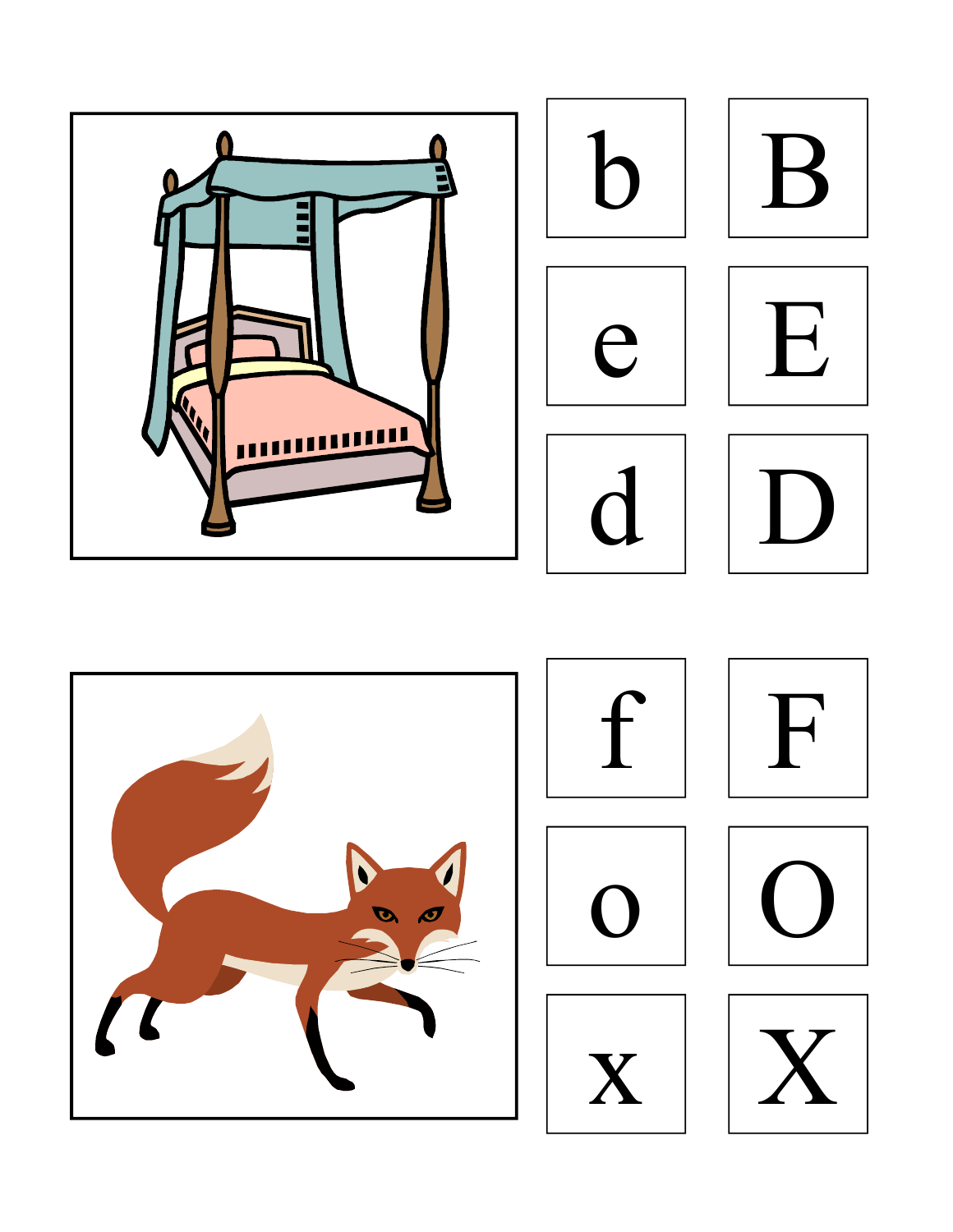b B

e E

d D

f F

o O

x X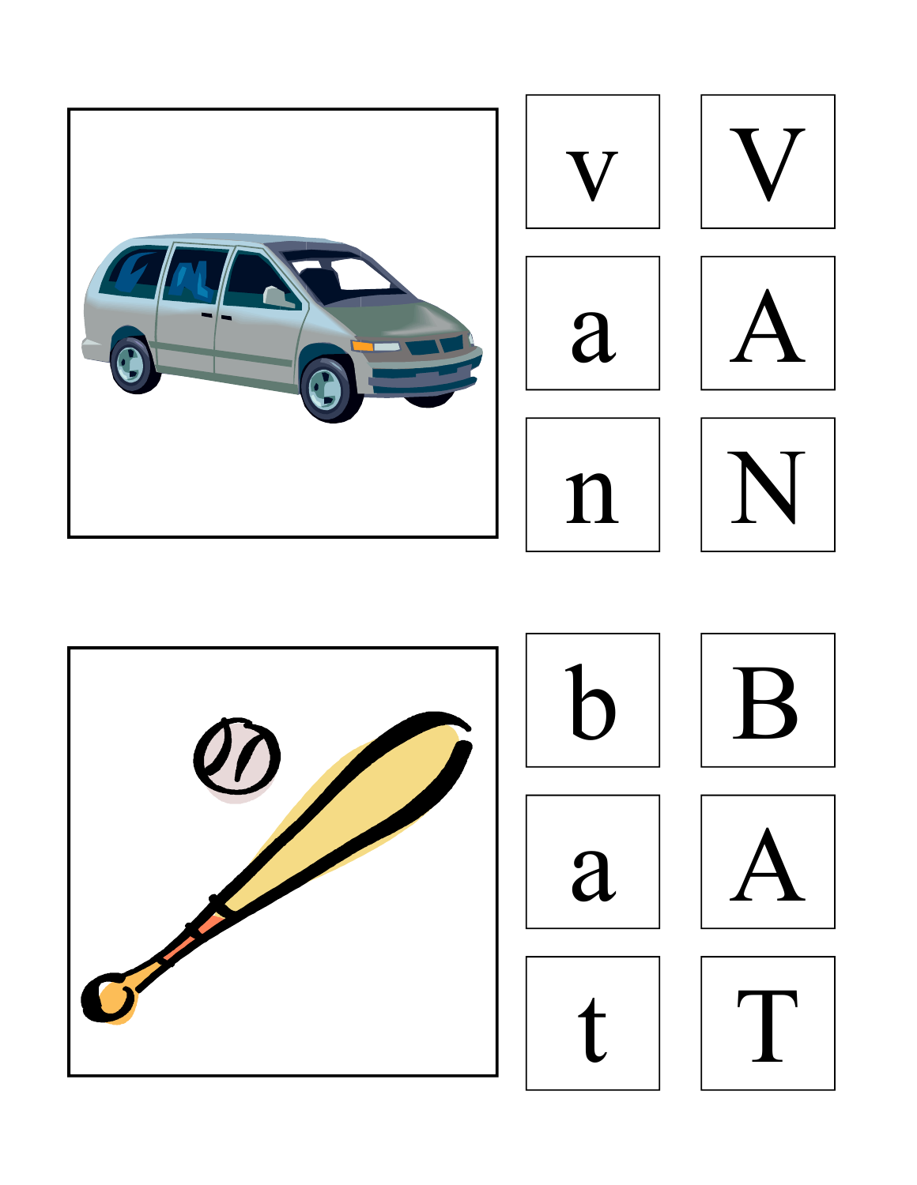| | |
|---|---|
| v | V |
| a | A |
| n | N |

| | |
|---|---|
| b | B |
| a | A |
| t | T |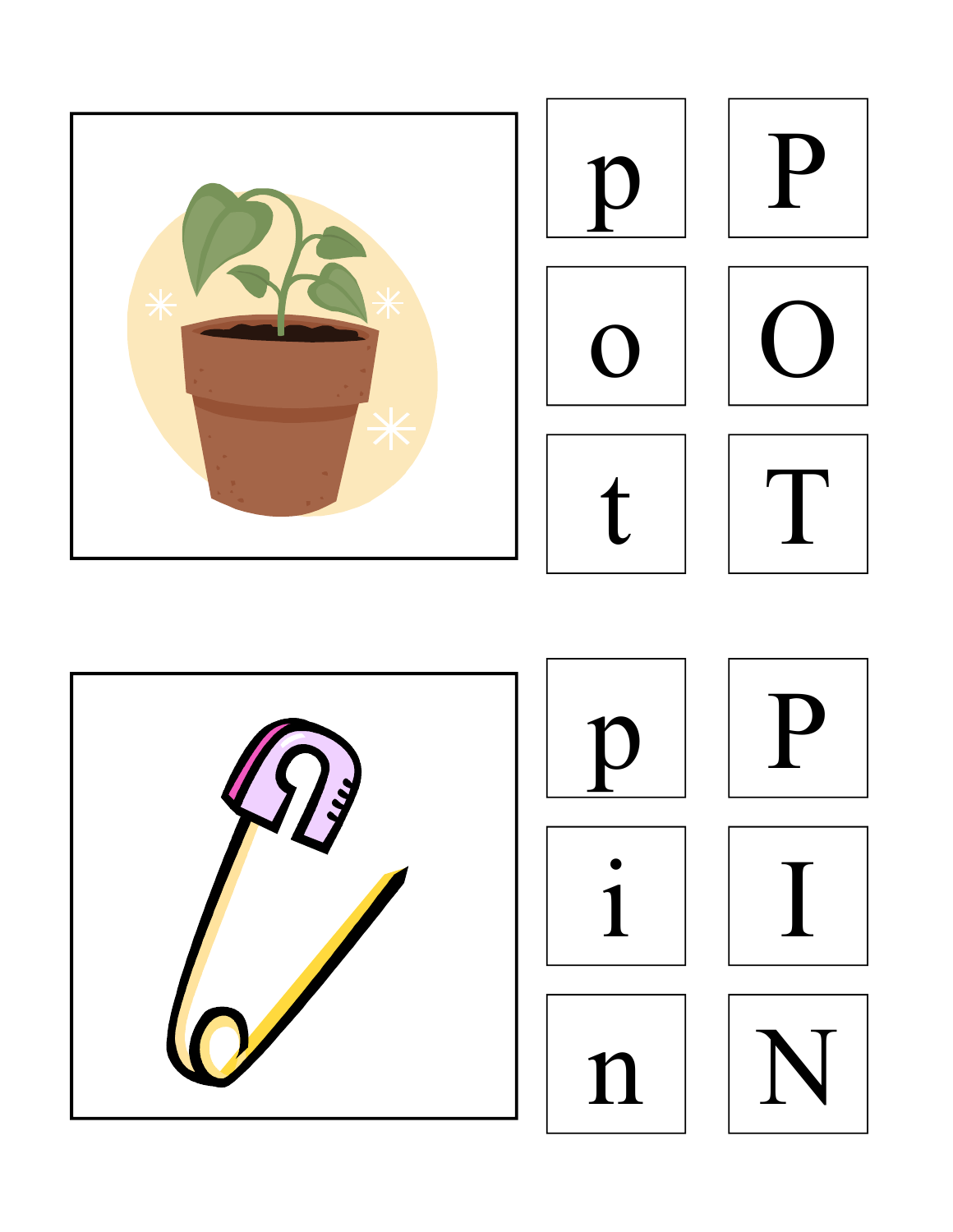| | |
|---|---|
| p | P |
| o | O |
| t | T |

| | |
|---|---|
| p | P |
| i | I |
| n | N |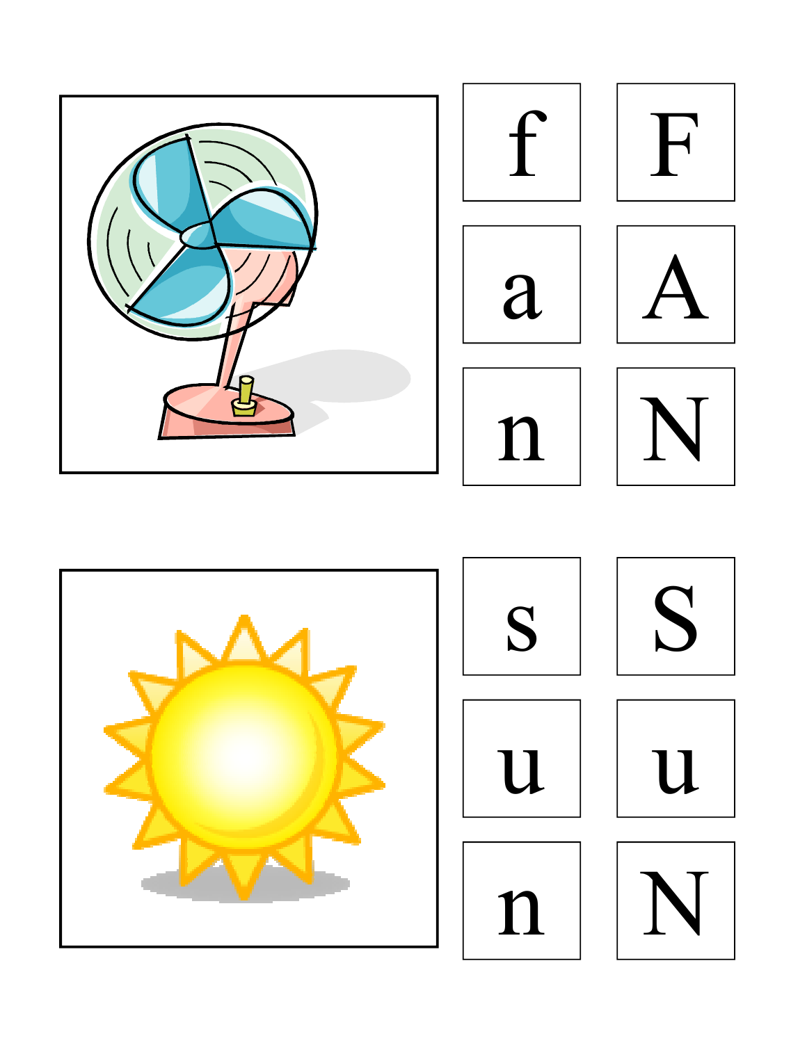| f | F |
|---|---|
| a | A |
| n | N |

| s | S |
|---|---|
| u | u |
| n | N |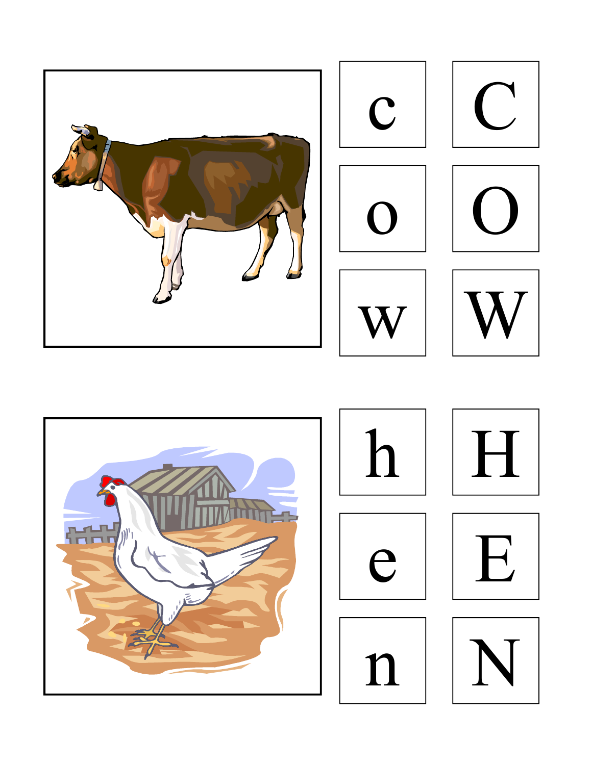| | |
|---|---|
| c | C |
| o | O |
| w | W |

| | |
|---|---|
| h | H |
| e | E |
| n | N |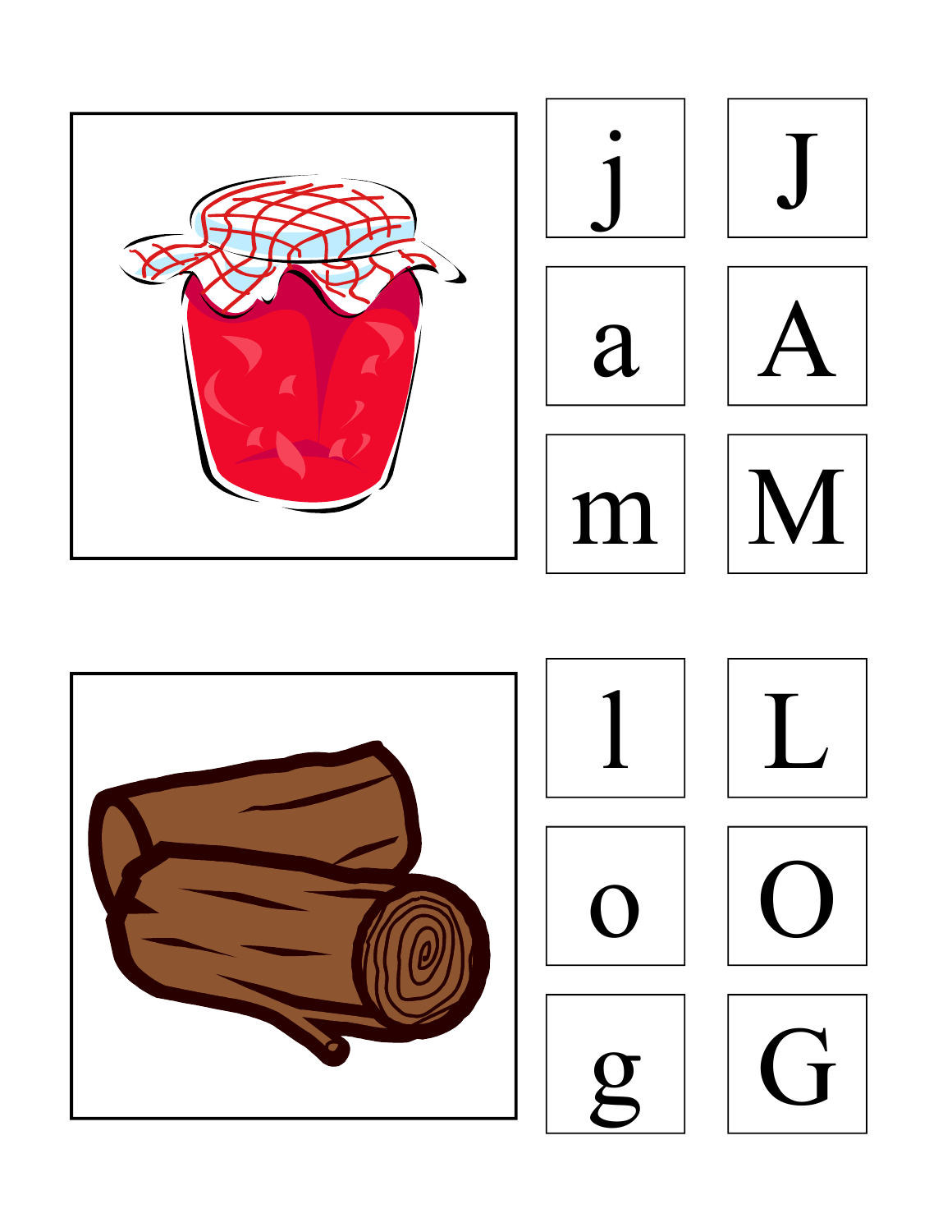| | |
|---|---|
| j | J |
| a | A |
| m | M |

| | |
|---|---|
| l | L |
| o | O |
| g | G |